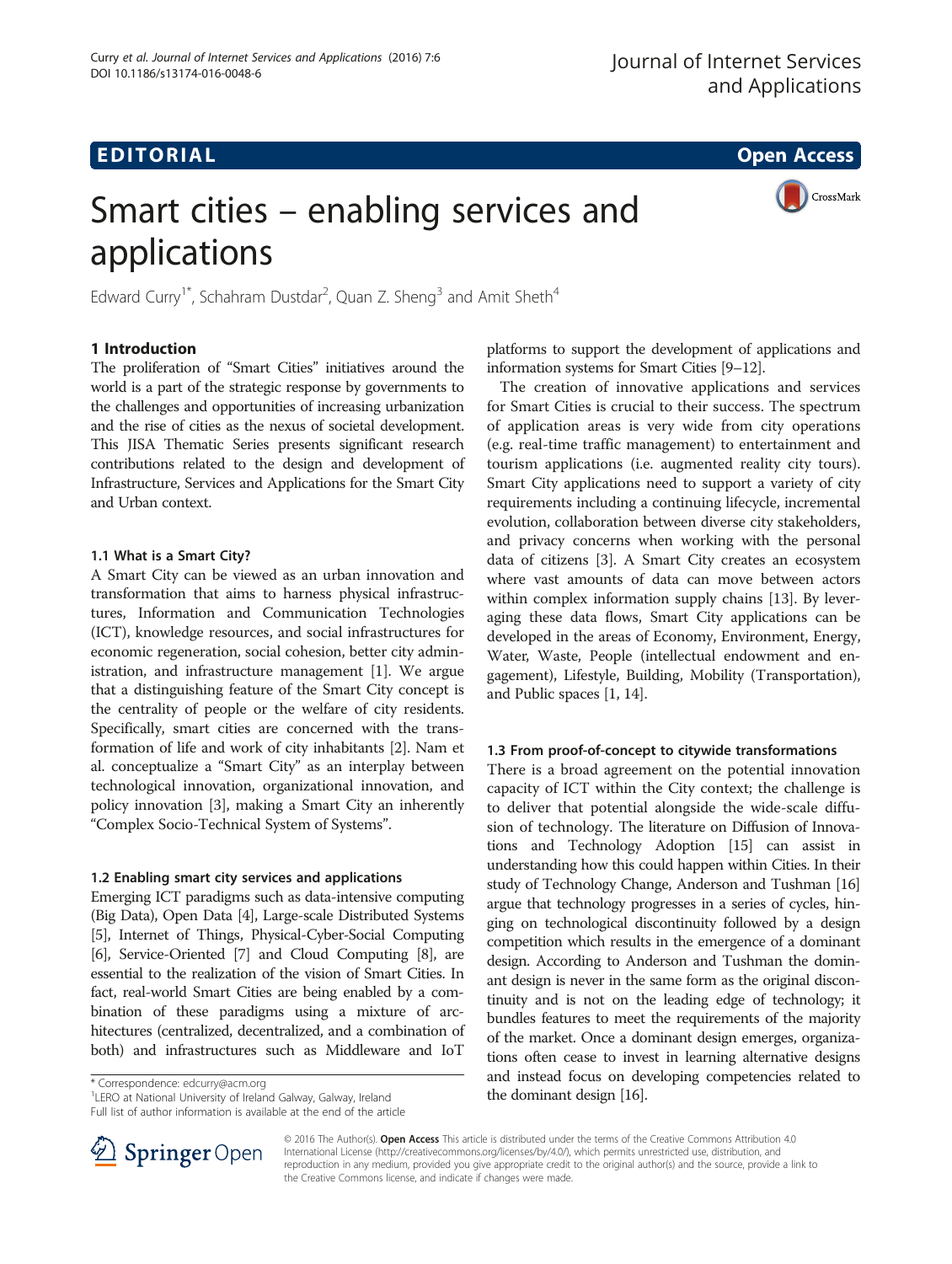**EDITORIAL** **Open Access**

# Smart cities – enabling services and applications

Edward Curry[1*], Schahram Dustdar[2], Quan Z. Sheng[3] and Amit Sheth[4]

## 1 Introduction

The proliferation of "Smart Cities" initiatives around the world is a part of the strategic response by governments to the challenges and opportunities of increasing urbanization and the rise of cities as the nexus of societal development. This JISA Thematic Series presents significant research contributions related to the design and development of Infrastructure, Services and Applications for the Smart City and Urban context.

### 1.1 What is a Smart City?

A Smart City can be viewed as an urban innovation and transformation that aims to harness physical infrastructures, Information and Communication Technologies (ICT), knowledge resources, and social infrastructures for economic regeneration, social cohesion, better city administration, and infrastructure management [1]. We argue that a distinguishing feature of the Smart City concept is the centrality of people or the welfare of city residents. Specifically, smart cities are concerned with the transformation of life and work of city inhabitants [2]. Nam et al. conceptualize a "Smart City" as an interplay between technological innovation, organizational innovation, and policy innovation [3], making a Smart City an inherently "Complex Socio-Technical System of Systems".

### 1.2 Enabling smart city services and applications

Emerging ICT paradigms such as data-intensive computing (Big Data), Open Data [4], Large-scale Distributed Systems [5], Internet of Things, Physical-Cyber-Social Computing [6], Service-Oriented [7] and Cloud Computing [8], are essential to the realization of the vision of Smart Cities. In fact, real-world Smart Cities are being enabled by a combination of these paradigms using a mixture of architectures (centralized, decentralized, and a combination of both) and infrastructures such as Middleware and IoT platforms to support the development of applications and information systems for Smart Cities [9–12].

The creation of innovative applications and services for Smart Cities is crucial to their success. The spectrum of application areas is very wide from city operations (e.g. real-time traffic management) to entertainment and tourism applications (i.e. augmented reality city tours). Smart City applications need to support a variety of city requirements including a continuing lifecycle, incremental evolution, collaboration between diverse city stakeholders, and privacy concerns when working with the personal data of citizens [3]. A Smart City creates an ecosystem where vast amounts of data can move between actors within complex information supply chains [13]. By leveraging these data flows, Smart City applications can be developed in the areas of Economy, Environment, Energy, Water, Waste, People (intellectual endowment and engagement), Lifestyle, Building, Mobility (Transportation), and Public spaces [1, 14].

### 1.3 From proof-of-concept to citywide transformations

There is a broad agreement on the potential innovation capacity of ICT within the City context; the challenge is to deliver that potential alongside the wide-scale diffusion of technology. The literature on Diffusion of Innovations and Technology Adoption [15] can assist in understanding how this could happen within Cities. In their study of Technology Change, Anderson and Tushman [16] argue that technology progresses in a series of cycles, hinging on technological discontinuity followed by a design competition which results in the emergence of a dominant design. According to Anderson and Tushman the dominant design is never in the same form as the original discontinuity and is not on the leading edge of technology; it bundles features to meet the requirements of the majority of the market. Once a dominant design emerges, organizations often cease to invest in learning alternative designs and instead focus on developing competencies related to the dominant design [16].

\* Correspondence: edcurry@acm.org
[1]LERO at National University of Ireland Galway, Galway, Ireland
Full list of author information is available at the end of the article

© 2016 The Author(s). **Open Access** This article is distributed under the terms of the Creative Commons Attribution 4.0 International License (http://creativecommons.org/licenses/by/4.0/), which permits unrestricted use, distribution, and reproduction in any medium, provided you give appropriate credit to the original author(s) and the source, provide a link to the Creative Commons license, and indicate if changes were made.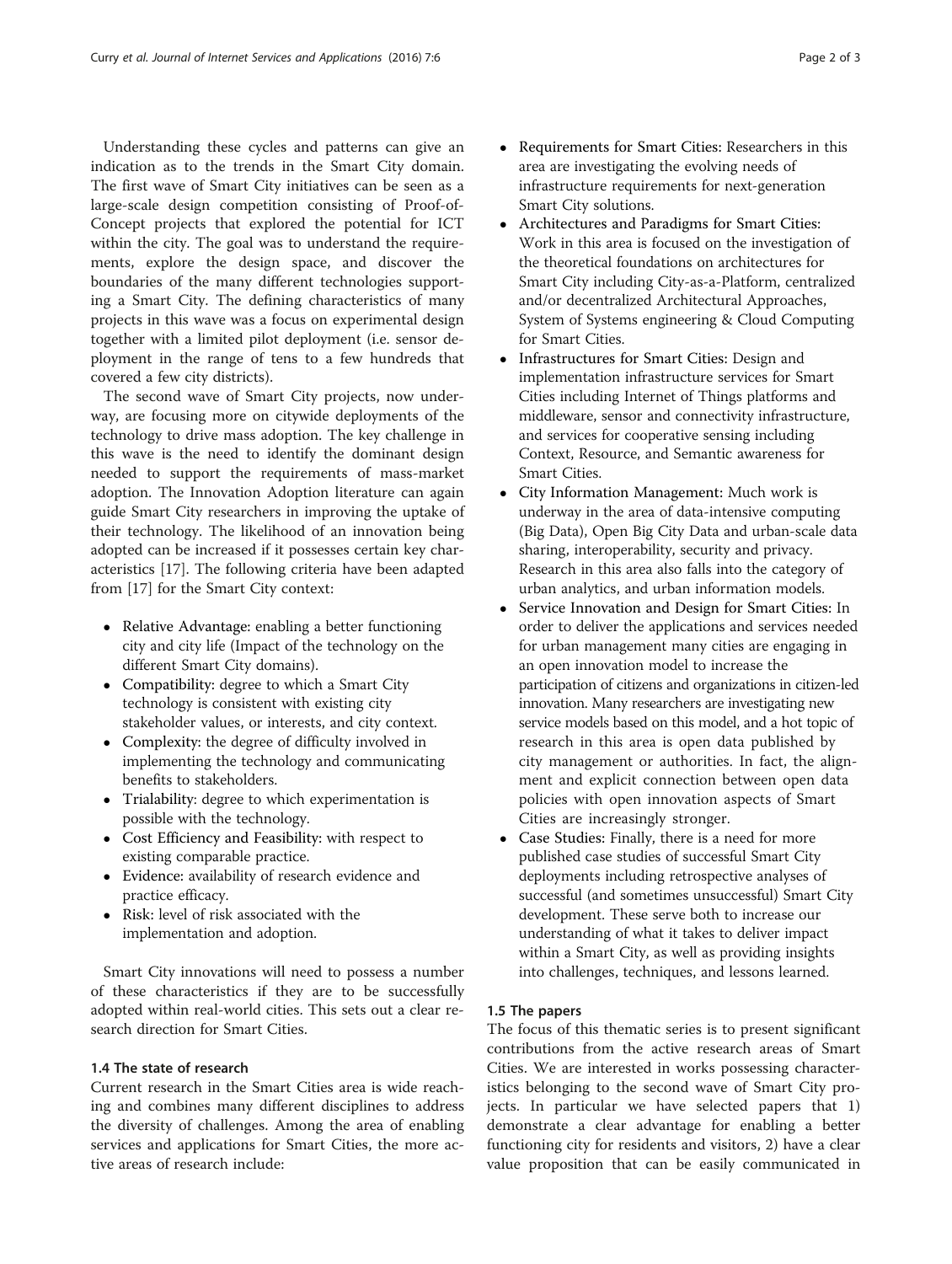Understanding these cycles and patterns can give an indication as to the trends in the Smart City domain. The first wave of Smart City initiatives can be seen as a large-scale design competition consisting of Proof-of-Concept projects that explored the potential for ICT within the city. The goal was to understand the requirements, explore the design space, and discover the boundaries of the many different technologies supporting a Smart City. The defining characteristics of many projects in this wave was a focus on experimental design together with a limited pilot deployment (i.e. sensor deployment in the range of tens to a few hundreds that covered a few city districts).

The second wave of Smart City projects, now underway, are focusing more on citywide deployments of the technology to drive mass adoption. The key challenge in this wave is the need to identify the dominant design needed to support the requirements of mass-market adoption. The Innovation Adoption literature can again guide Smart City researchers in improving the uptake of their technology. The likelihood of an innovation being adopted can be increased if it possesses certain key characteristics [17]. The following criteria have been adapted from [17] for the Smart City context:

- Relative Advantage: enabling a better functioning city and city life (Impact of the technology on the different Smart City domains).
- Compatibility: degree to which a Smart City technology is consistent with existing city stakeholder values, or interests, and city context.
- Complexity: the degree of difficulty involved in implementing the technology and communicating benefits to stakeholders.
- Trialability: degree to which experimentation is possible with the technology.
- Cost Efficiency and Feasibility: with respect to existing comparable practice.
- Evidence: availability of research evidence and practice efficacy.
- Risk: level of risk associated with the implementation and adoption.

Smart City innovations will need to possess a number of these characteristics if they are to be successfully adopted within real-world cities. This sets out a clear research direction for Smart Cities.

### 1.4 The state of research

Current research in the Smart Cities area is wide reaching and combines many different disciplines to address the diversity of challenges. Among the area of enabling services and applications for Smart Cities, the more active areas of research include:

- Requirements for Smart Cities: Researchers in this area are investigating the evolving needs of infrastructure requirements for next-generation Smart City solutions.
- Architectures and Paradigms for Smart Cities: Work in this area is focused on the investigation of the theoretical foundations on architectures for Smart City including City-as-a-Platform, centralized and/or decentralized Architectural Approaches, System of Systems engineering & Cloud Computing for Smart Cities.
- Infrastructures for Smart Cities: Design and implementation infrastructure services for Smart Cities including Internet of Things platforms and middleware, sensor and connectivity infrastructure, and services for cooperative sensing including Context, Resource, and Semantic awareness for Smart Cities.
- City Information Management: Much work is underway in the area of data-intensive computing (Big Data), Open Big City Data and urban-scale data sharing, interoperability, security and privacy. Research in this area also falls into the category of urban analytics, and urban information models.
- Service Innovation and Design for Smart Cities: In order to deliver the applications and services needed for urban management many cities are engaging in an open innovation model to increase the participation of citizens and organizations in citizen-led innovation. Many researchers are investigating new service models based on this model, and a hot topic of research in this area is open data published by city management or authorities. In fact, the alignment and explicit connection between open data policies with open innovation aspects of Smart Cities are increasingly stronger.
- Case Studies: Finally, there is a need for more published case studies of successful Smart City deployments including retrospective analyses of successful (and sometimes unsuccessful) Smart City development. These serve both to increase our understanding of what it takes to deliver impact within a Smart City, as well as providing insights into challenges, techniques, and lessons learned.

### 1.5 The papers

The focus of this thematic series is to present significant contributions from the active research areas of Smart Cities. We are interested in works possessing characteristics belonging to the second wave of Smart City projects. In particular we have selected papers that 1) demonstrate a clear advantage for enabling a better functioning city for residents and visitors, 2) have a clear value proposition that can be easily communicated in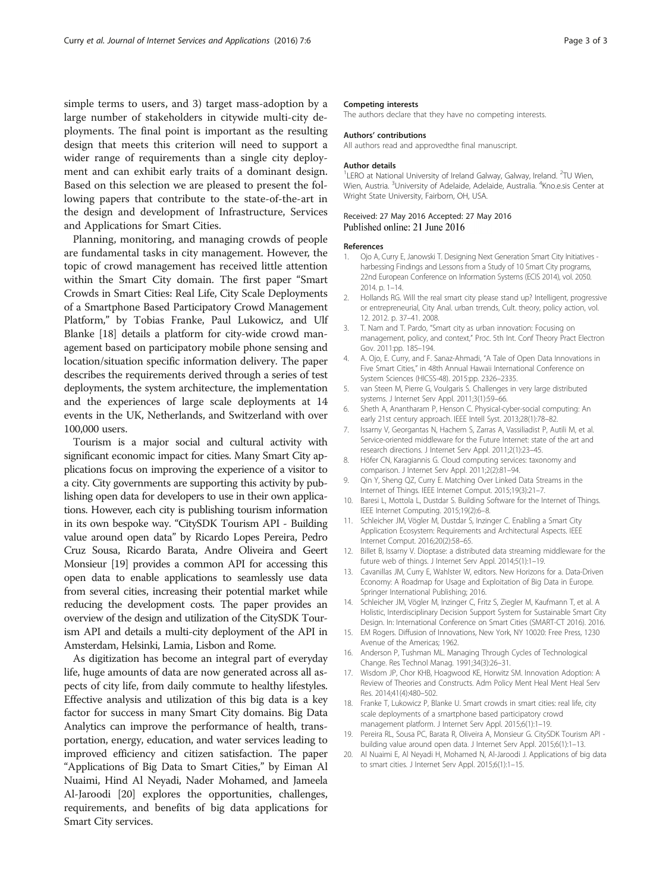simple terms to users, and 3) target mass-adoption by a large number of stakeholders in citywide multi-city deployments. The final point is important as the resulting design that meets this criterion will need to support a wider range of requirements than a single city deployment and can exhibit early traits of a dominant design. Based on this selection we are pleased to present the following papers that contribute to the state-of-the-art in the design and development of Infrastructure, Services and Applications for Smart Cities.

Planning, monitoring, and managing crowds of people are fundamental tasks in city management. However, the topic of crowd management has received little attention within the Smart City domain. The first paper "Smart Crowds in Smart Cities: Real Life, City Scale Deployments of a Smartphone Based Participatory Crowd Management Platform," by Tobias Franke, Paul Lukowicz, and Ulf Blanke [18] details a platform for city-wide crowd management based on participatory mobile phone sensing and location/situation specific information delivery. The paper describes the requirements derived through a series of test deployments, the system architecture, the implementation and the experiences of large scale deployments at 14 events in the UK, Netherlands, and Switzerland with over 100,000 users.

Tourism is a major social and cultural activity with significant economic impact for cities. Many Smart City applications focus on improving the experience of a visitor to a city. City governments are supporting this activity by publishing open data for developers to use in their own applications. However, each city is publishing tourism information in its own bespoke way. "CitySDK Tourism API - Building value around open data" by Ricardo Lopes Pereira, Pedro Cruz Sousa, Ricardo Barata, Andre Oliveira and Geert Monsieur [19] provides a common API for accessing this open data to enable applications to seamlessly use data from several cities, increasing their potential market while reducing the development costs. The paper provides an overview of the design and utilization of the CitySDK Tourism API and details a multi-city deployment of the API in Amsterdam, Helsinki, Lamia, Lisbon and Rome.

As digitization has become an integral part of everyday life, huge amounts of data are now generated across all aspects of city life, from daily commute to healthy lifestyles. Effective analysis and utilization of this big data is a key factor for success in many Smart City domains. Big Data Analytics can improve the performance of health, transportation, energy, education, and water services leading to improved efficiency and citizen satisfaction. The paper "Applications of Big Data to Smart Cities," by Eiman Al Nuaimi, Hind Al Neyadi, Nader Mohamed, and Jameela Al-Jaroodi [20] explores the opportunities, challenges, requirements, and benefits of big data applications for Smart City services.

#### Competing interests
The authors declare that they have no competing interests.

#### Authors' contributions
All authors read and approvedthe final manuscript.

#### Author details
[1]LERO at National University of Ireland Galway, Galway, Ireland. [2]TU Wien, Wien, Austria. [3]University of Adelaide, Adelaide, Australia. [4]Kno.e.sis Center at Wright State University, Fairborn, OH, USA.

Received: 27 May 2016 Accepted: 27 May 2016
Published online: 21 June 2016

#### References
1. Ojo A, Curry E, Janowski T. Designing Next Generation Smart City Initiatives - harbessing Findings and Lessons from a Study of 10 Smart City programs, 22nd European Conference on Information Systems (ECIS 2014), vol. 2050. 2014. p. 1–14.
2. Hollands RG. Will the real smart city please stand up? Intelligent, progressive or entrepreneurial, City Anal. urban trrends, Cult. theory, policy action, vol. 12. 2012. p. 37–41. 2008.
3. T. Nam and T. Pardo, "Smart city as urban innovation: Focusing on management, policy, and context," Proc. 5th Int. Conf Theory Pract Electron Gov. 2011:pp. 185–194.
4. A. Ojo, E. Curry, and F. Sanaz-Ahmadi, "A Tale of Open Data Innovations in Five Smart Cities," in 48th Annual Hawaii International Conference on System Sciences (HICSS-48). 2015:pp. 2326–2335.
5. van Steen M, Pierre G, Voulgaris S. Challenges in very large distributed systems. J Internet Serv Appl. 2011;3(1):59–66.
6. Sheth A, Anantharam P, Henson C. Physical-cyber-social computing: An early 21st century approach. IEEE Intell Syst. 2013;28(1):78–82.
7. Issarny V, Georgantas N, Hachem S, Zarras A, Vassiliadist P, Autili M, et al. Service-oriented middleware for the Future Internet: state of the art and research directions. J Internet Serv Appl. 2011;2(1):23–45.
8. Höfer CN, Karagiannis G. Cloud computing services: taxonomy and comparison. J Internet Serv Appl. 2011;2(2):81–94.
9. Qin Y, Sheng QZ, Curry E. Matching Over Linked Data Streams in the Internet of Things. IEEE Internet Comput. 2015;19(3):21–7.
10. Baresi L, Mottola L, Dustdar S. Building Software for the Internet of Things. IEEE Internet Computing. 2015;19(2):6–8.
11. Schleicher JM, Vögler M, Dustdar S, Inzinger C. Enabling a Smart City Application Ecosystem: Requirements and Architectural Aspects. IEEE Internet Comput. 2016;20(2):58–65.
12. Billet B, Issarny V. Dioptase: a distributed data streaming middleware for the future web of things. J Internet Serv Appl. 2014;5(1):1–19.
13. Cavanillas JM, Curry E, Wahlster W, editors. New Horizons for a. Data-Driven Economy: A Roadmap for Usage and Exploitation of Big Data in Europe. Springer International Publishing; 2016.
14. Schleicher JM, Vögler M, Inzinger C, Fritz S, Ziegler M, Kaufmann T, et al. A Holistic, Interdisciplinary Decision Support System for Sustainable Smart City Design. In: International Conference on Smart Cities (SMART-CT 2016). 2016.
15. EM Rogers. Diffusion of Innovations, New York, NY 10020: Free Press, 1230 Avenue of the Americas; 1962.
16. Anderson P, Tushman ML. Managing Through Cycles of Technological Change. Res Technol Manag. 1991;34(3):26–31.
17. Wisdom JP, Chor KHB, Hoagwood KE, Horwitz SM. Innovation Adoption: A Review of Theories and Constructs. Adm Policy Ment Heal Ment Heal Serv Res. 2014;41(4):480–502.
18. Franke T, Lukowicz P, Blanke U. Smart crowds in smart cities: real life, city scale deployments of a smartphone based participatory crowd management platform. J Internet Serv Appl. 2015;6(1):1–19.
19. Pereira RL, Sousa PC, Barata R, Oliveira A, Monsieur G. CitySDK Tourism API - building value around open data. J Internet Serv Appl. 2015;6(1):1–13.
20. Al Nuaimi E, Al Neyadi H, Mohamed N, Al-Jaroodi J. Applications of big data to smart cities. J Internet Serv Appl. 2015;6(1):1–15.